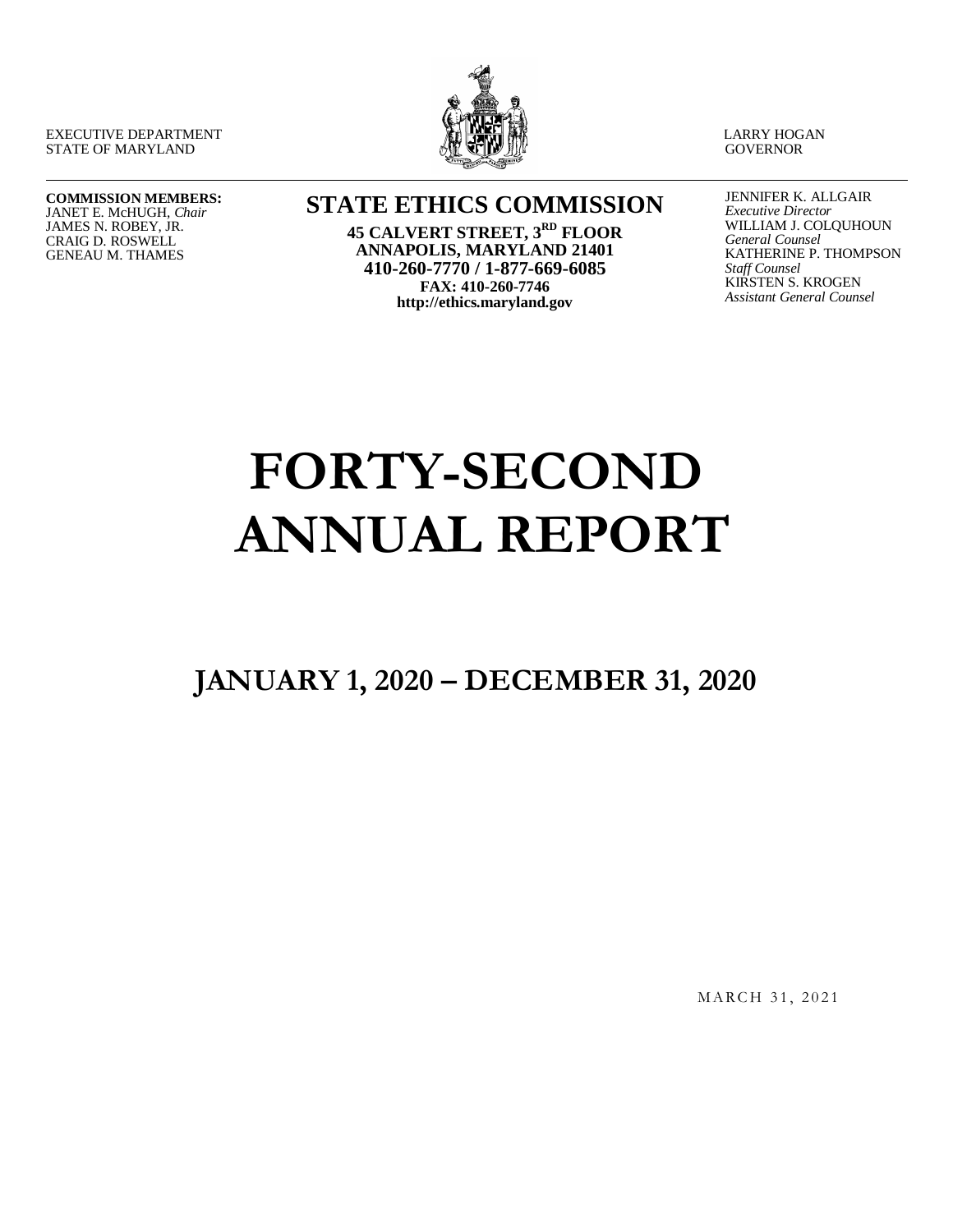EXECUTIVE DEPARTMENT
STATE OF MARYLAND

LARRY HOGAN
GOVERNOR

---

**COMMISSION MEMBERS:**
JANET E. McHUGH, *Chair*
JAMES N. ROBEY, JR.
CRAIG D. ROSWELL
GENEAU M. THAMES

**STATE ETHICS COMMISSION**
**45 CALVERT STREET, 3RD FLOOR**
**ANNAPOLIS, MARYLAND 21401**
**410-260-7770 / 1-877-669-6085**
**FAX: 410-260-7746**
**http://ethics.maryland.gov**

JENNIFER K. ALLGAIR
*Executive Director*
WILLIAM J. COLQUHOUN
*General Counsel*
KATHERINE P. THOMPSON
*Staff Counsel*
KIRSTEN S. KROGEN
*Assistant General Counsel*

# FORTY-SECOND ANNUAL REPORT

## JANUARY 1, 2020 – DECEMBER 31, 2020

MARCH 31, 2021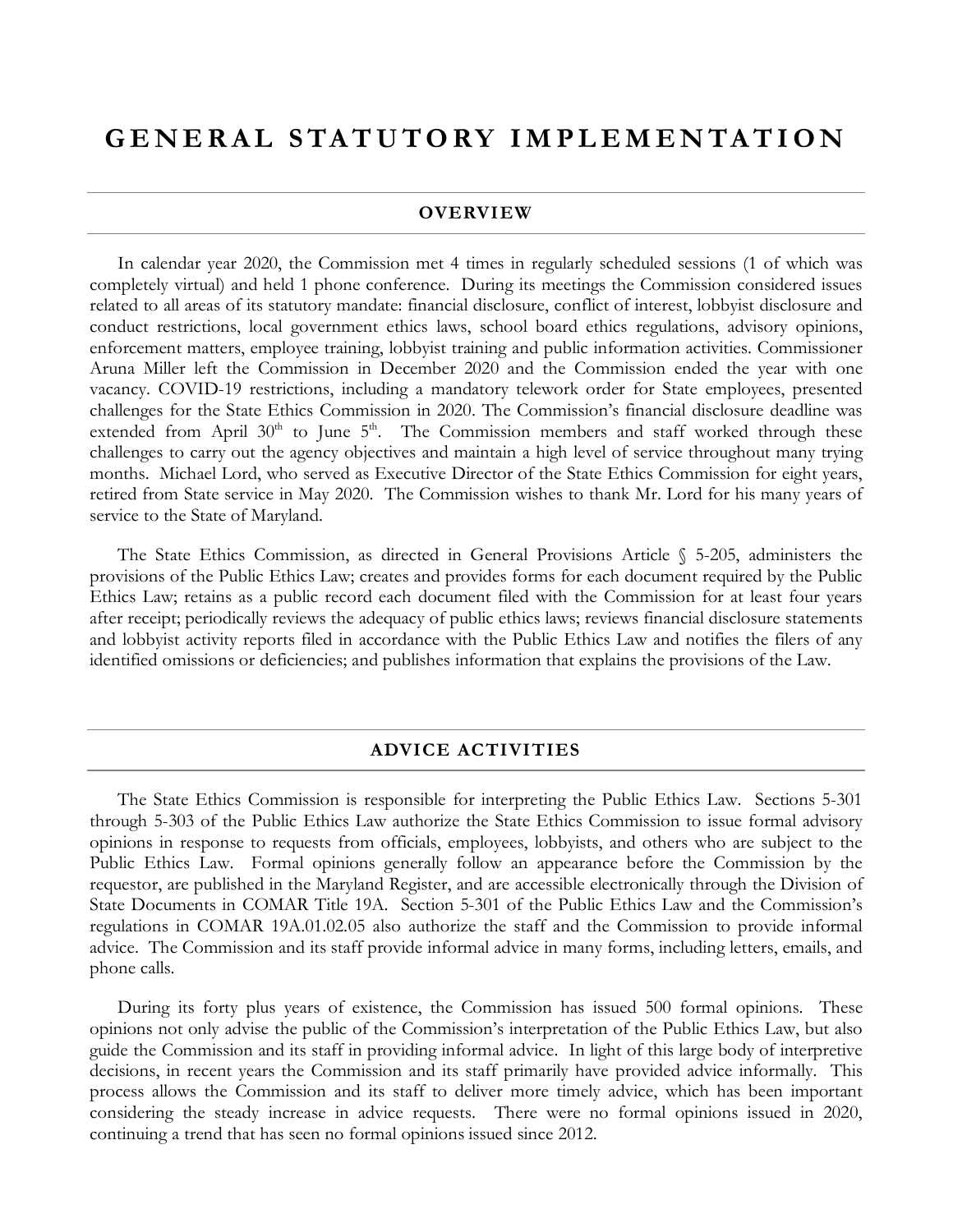# GENERAL STATUTORY IMPLEMENTATION

## OVERVIEW

In calendar year 2020, the Commission met 4 times in regularly scheduled sessions (1 of which was completely virtual) and held 1 phone conference. During its meetings the Commission considered issues related to all areas of its statutory mandate: financial disclosure, conflict of interest, lobbyist disclosure and conduct restrictions, local government ethics laws, school board ethics regulations, advisory opinions, enforcement matters, employee training, lobbyist training and public information activities. Commissioner Aruna Miller left the Commission in December 2020 and the Commission ended the year with one vacancy. COVID-19 restrictions, including a mandatory telework order for State employees, presented challenges for the State Ethics Commission in 2020. The Commission's financial disclosure deadline was extended from April 30th to June 5th. The Commission members and staff worked through these challenges to carry out the agency objectives and maintain a high level of service throughout many trying months. Michael Lord, who served as Executive Director of the State Ethics Commission for eight years, retired from State service in May 2020. The Commission wishes to thank Mr. Lord for his many years of service to the State of Maryland.

The State Ethics Commission, as directed in General Provisions Article § 5-205, administers the provisions of the Public Ethics Law; creates and provides forms for each document required by the Public Ethics Law; retains as a public record each document filed with the Commission for at least four years after receipt; periodically reviews the adequacy of public ethics laws; reviews financial disclosure statements and lobbyist activity reports filed in accordance with the Public Ethics Law and notifies the filers of any identified omissions or deficiencies; and publishes information that explains the provisions of the Law.

## ADVICE ACTIVITIES

The State Ethics Commission is responsible for interpreting the Public Ethics Law. Sections 5-301 through 5-303 of the Public Ethics Law authorize the State Ethics Commission to issue formal advisory opinions in response to requests from officials, employees, lobbyists, and others who are subject to the Public Ethics Law. Formal opinions generally follow an appearance before the Commission by the requestor, are published in the Maryland Register, and are accessible electronically through the Division of State Documents in COMAR Title 19A. Section 5-301 of the Public Ethics Law and the Commission's regulations in COMAR 19A.01.02.05 also authorize the staff and the Commission to provide informal advice. The Commission and its staff provide informal advice in many forms, including letters, emails, and phone calls.

During its forty plus years of existence, the Commission has issued 500 formal opinions. These opinions not only advise the public of the Commission's interpretation of the Public Ethics Law, but also guide the Commission and its staff in providing informal advice. In light of this large body of interpretive decisions, in recent years the Commission and its staff primarily have provided advice informally. This process allows the Commission and its staff to deliver more timely advice, which has been important considering the steady increase in advice requests. There were no formal opinions issued in 2020, continuing a trend that has seen no formal opinions issued since 2012.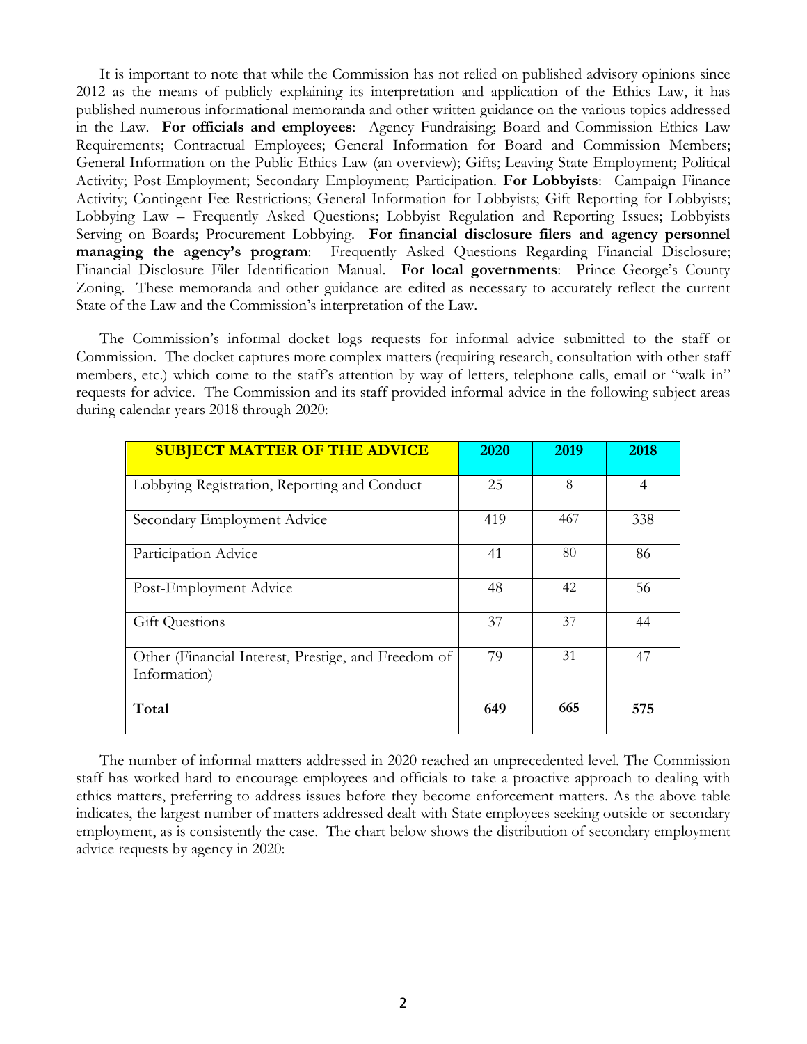It is important to note that while the Commission has not relied on published advisory opinions since 2012 as the means of publicly explaining its interpretation and application of the Ethics Law, it has published numerous informational memoranda and other written guidance on the various topics addressed in the Law. **For officials and employees**: Agency Fundraising; Board and Commission Ethics Law Requirements; Contractual Employees; General Information for Board and Commission Members; General Information on the Public Ethics Law (an overview); Gifts; Leaving State Employment; Political Activity; Post-Employment; Secondary Employment; Participation. **For Lobbyists**: Campaign Finance Activity; Contingent Fee Restrictions; General Information for Lobbyists; Gift Reporting for Lobbyists; Lobbying Law – Frequently Asked Questions; Lobbyist Regulation and Reporting Issues; Lobbyists Serving on Boards; Procurement Lobbying. **For financial disclosure filers and agency personnel managing the agency's program**: Frequently Asked Questions Regarding Financial Disclosure; Financial Disclosure Filer Identification Manual. **For local governments**: Prince George's County Zoning. These memoranda and other guidance are edited as necessary to accurately reflect the current State of the Law and the Commission's interpretation of the Law.

The Commission's informal docket logs requests for informal advice submitted to the staff or Commission. The docket captures more complex matters (requiring research, consultation with other staff members, etc.) which come to the staff's attention by way of letters, telephone calls, email or "walk in" requests for advice. The Commission and its staff provided informal advice in the following subject areas during calendar years 2018 through 2020:

| SUBJECT MATTER OF THE ADVICE | 2020 | 2019 | 2018 |
|---|---|---|---|
| Lobbying Registration, Reporting and Conduct | 25 | 8 | 4 |
| Secondary Employment Advice | 419 | 467 | 338 |
| Participation Advice | 41 | 80 | 86 |
| Post-Employment Advice | 48 | 42 | 56 |
| Gift Questions | 37 | 37 | 44 |
| Other (Financial Interest, Prestige, and Freedom of Information) | 79 | 31 | 47 |
| **Total** | **649** | **665** | **575** |

The number of informal matters addressed in 2020 reached an unprecedented level. The Commission staff has worked hard to encourage employees and officials to take a proactive approach to dealing with ethics matters, preferring to address issues before they become enforcement matters. As the above table indicates, the largest number of matters addressed dealt with State employees seeking outside or secondary employment, as is consistently the case. The chart below shows the distribution of secondary employment advice requests by agency in 2020: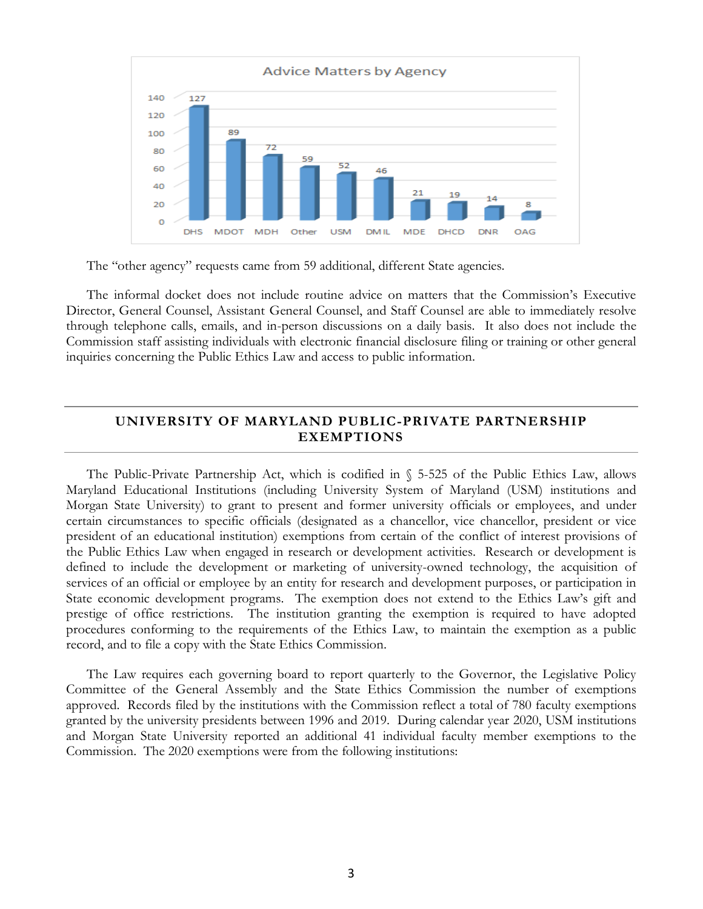**Advice Matters by Agency**

| Agency | Advice Matters |
|---|---|
| DHS | 127 |
| MDOT | 89 |
| MDH | 72 |
| Other | 59 |
| USM | 52 |
| DMIL | 46 |
| MDE | 21 |
| DHCD | 19 |
| DNR | 14 |
| OAG | 8 |

The "other agency" requests came from 59 additional, different State agencies.

The informal docket does not include routine advice on matters that the Commission's Executive Director, General Counsel, Assistant General Counsel, and Staff Counsel are able to immediately resolve through telephone calls, emails, and in-person discussions on a daily basis. It also does not include the Commission staff assisting individuals with electronic financial disclosure filing or training or other general inquiries concerning the Public Ethics Law and access to public information.

## UNIVERSITY OF MARYLAND PUBLIC-PRIVATE PARTNERSHIP EXEMPTIONS

The Public-Private Partnership Act, which is codified in § 5-525 of the Public Ethics Law, allows Maryland Educational Institutions (including University System of Maryland (USM) institutions and Morgan State University) to grant to present and former university officials or employees, and under certain circumstances to specific officials (designated as a chancellor, vice chancellor, president or vice president of an educational institution) exemptions from certain of the conflict of interest provisions of the Public Ethics Law when engaged in research or development activities. Research or development is defined to include the development or marketing of university-owned technology, the acquisition of services of an official or employee by an entity for research and development purposes, or participation in State economic development programs. The exemption does not extend to the Ethics Law's gift and prestige of office restrictions. The institution granting the exemption is required to have adopted procedures conforming to the requirements of the Ethics Law, to maintain the exemption as a public record, and to file a copy with the State Ethics Commission.

The Law requires each governing board to report quarterly to the Governor, the Legislative Policy Committee of the General Assembly and the State Ethics Commission the number of exemptions approved. Records filed by the institutions with the Commission reflect a total of 780 faculty exemptions granted by the university presidents between 1996 and 2019. During calendar year 2020, USM institutions and Morgan State University reported an additional 41 individual faculty member exemptions to the Commission. The 2020 exemptions were from the following institutions: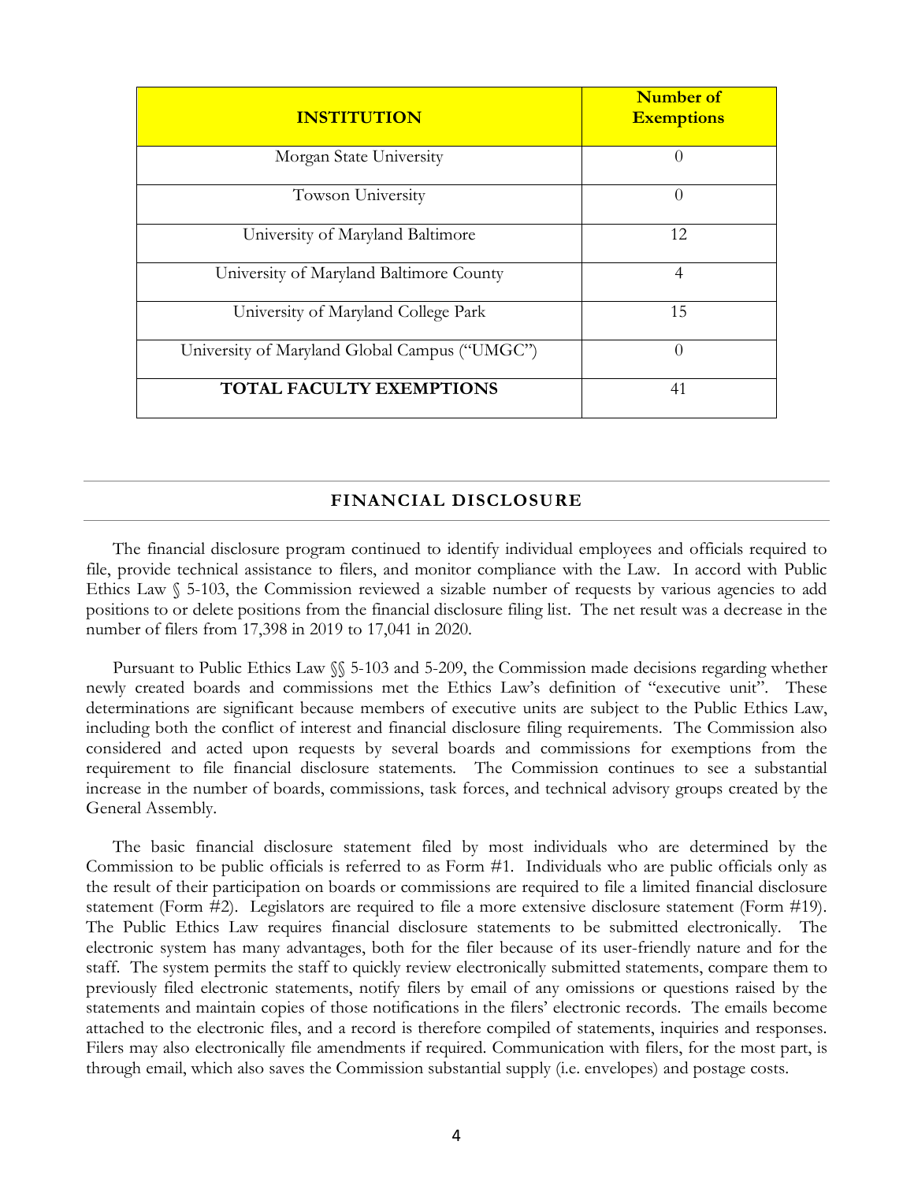| INSTITUTION | Number of Exemptions |
| --- | --- |
| Morgan State University | 0 |
| Towson University | 0 |
| University of Maryland Baltimore | 12 |
| University of Maryland Baltimore County | 4 |
| University of Maryland College Park | 15 |
| University of Maryland Global Campus ("UMGC") | 0 |
| **TOTAL FACULTY EXEMPTIONS** | 41 |

## FINANCIAL DISCLOSURE

The financial disclosure program continued to identify individual employees and officials required to file, provide technical assistance to filers, and monitor compliance with the Law. In accord with Public Ethics Law § 5-103, the Commission reviewed a sizable number of requests by various agencies to add positions to or delete positions from the financial disclosure filing list. The net result was a decrease in the number of filers from 17,398 in 2019 to 17,041 in 2020.

Pursuant to Public Ethics Law §§ 5-103 and 5-209, the Commission made decisions regarding whether newly created boards and commissions met the Ethics Law's definition of "executive unit". These determinations are significant because members of executive units are subject to the Public Ethics Law, including both the conflict of interest and financial disclosure filing requirements. The Commission also considered and acted upon requests by several boards and commissions for exemptions from the requirement to file financial disclosure statements. The Commission continues to see a substantial increase in the number of boards, commissions, task forces, and technical advisory groups created by the General Assembly.

The basic financial disclosure statement filed by most individuals who are determined by the Commission to be public officials is referred to as Form #1. Individuals who are public officials only as the result of their participation on boards or commissions are required to file a limited financial disclosure statement (Form #2). Legislators are required to file a more extensive disclosure statement (Form #19). The Public Ethics Law requires financial disclosure statements to be submitted electronically. The electronic system has many advantages, both for the filer because of its user-friendly nature and for the staff. The system permits the staff to quickly review electronically submitted statements, compare them to previously filed electronic statements, notify filers by email of any omissions or questions raised by the statements and maintain copies of those notifications in the filers' electronic records. The emails become attached to the electronic files, and a record is therefore compiled of statements, inquiries and responses. Filers may also electronically file amendments if required. Communication with filers, for the most part, is through email, which also saves the Commission substantial supply (i.e. envelopes) and postage costs.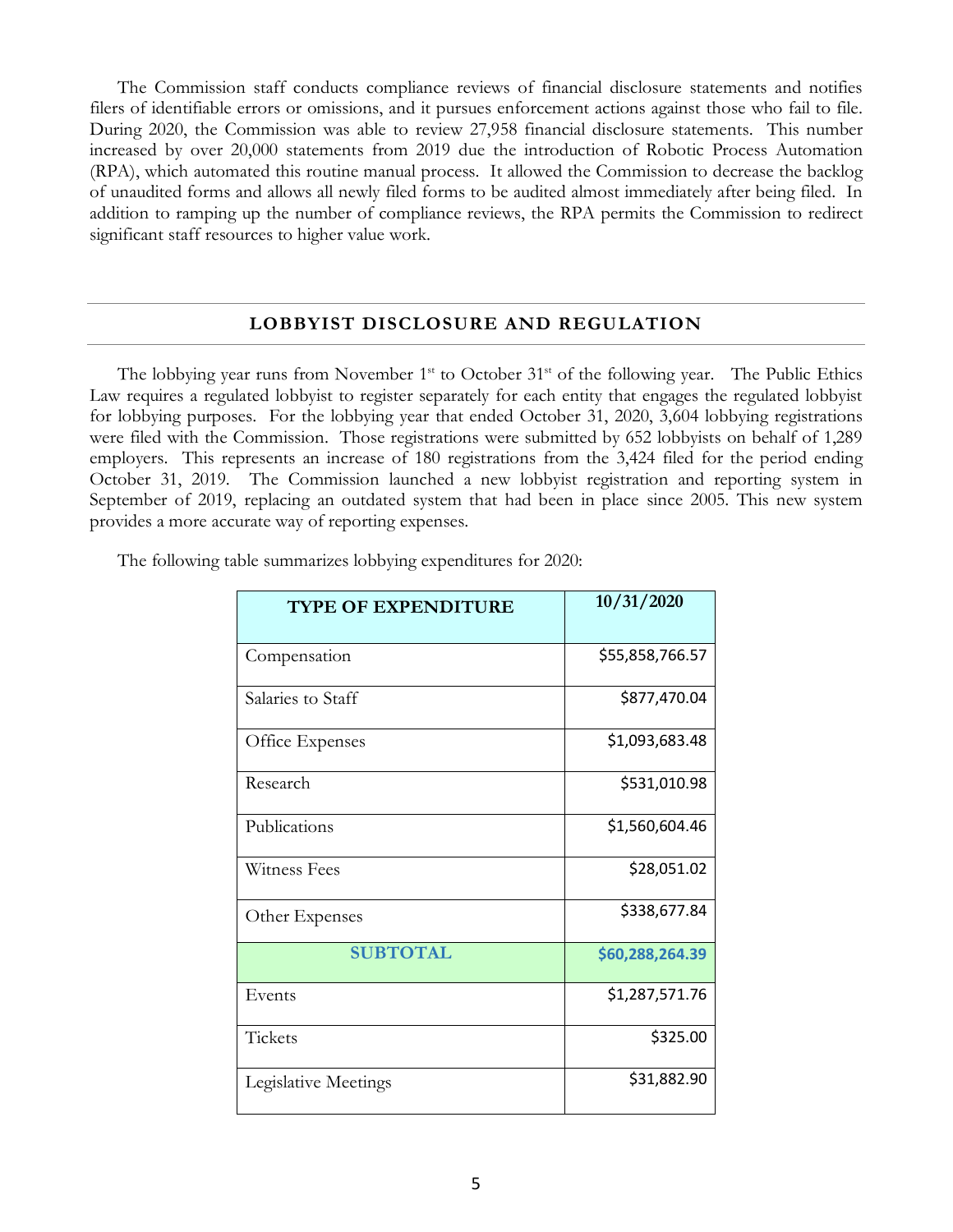The Commission staff conducts compliance reviews of financial disclosure statements and notifies filers of identifiable errors or omissions, and it pursues enforcement actions against those who fail to file. During 2020, the Commission was able to review 27,958 financial disclosure statements. This number increased by over 20,000 statements from 2019 due the introduction of Robotic Process Automation (RPA), which automated this routine manual process. It allowed the Commission to decrease the backlog of unaudited forms and allows all newly filed forms to be audited almost immediately after being filed. In addition to ramping up the number of compliance reviews, the RPA permits the Commission to redirect significant staff resources to higher value work.

## LOBBYIST DISCLOSURE AND REGULATION

The lobbying year runs from November 1st to October 31st of the following year. The Public Ethics Law requires a regulated lobbyist to register separately for each entity that engages the regulated lobbyist for lobbying purposes. For the lobbying year that ended October 31, 2020, 3,604 lobbying registrations were filed with the Commission. Those registrations were submitted by 652 lobbyists on behalf of 1,289 employers. This represents an increase of 180 registrations from the 3,424 filed for the period ending October 31, 2019. The Commission launched a new lobbyist registration and reporting system in September of 2019, replacing an outdated system that had been in place since 2005. This new system provides a more accurate way of reporting expenses.

The following table summarizes lobbying expenditures for 2020:

| TYPE OF EXPENDITURE | 10/31/2020 |
|---|---|
| Compensation | $55,858,766.57 |
| Salaries to Staff | $877,470.04 |
| Office Expenses | $1,093,683.48 |
| Research | $531,010.98 |
| Publications | $1,560,604.46 |
| Witness Fees | $28,051.02 |
| Other Expenses | $338,677.84 |
| **SUBTOTAL** | **$60,288,264.39** |
| Events | $1,287,571.76 |
| Tickets | $325.00 |
| Legislative Meetings | $31,882.90 |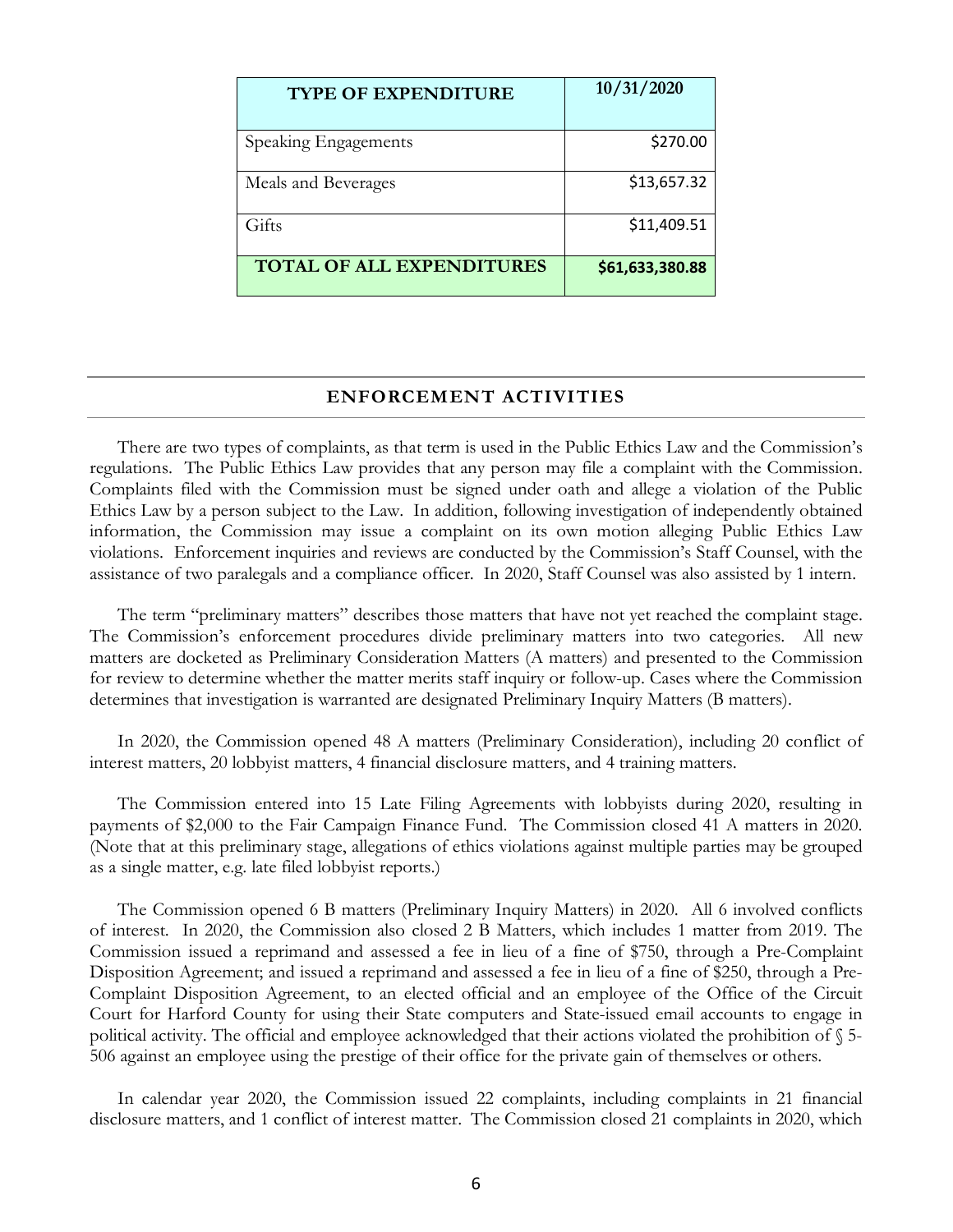| TYPE OF EXPENDITURE | 10/31/2020 |
|---|---|
| Speaking Engagements | $270.00 |
| Meals and Beverages | $13,657.32 |
| Gifts | $11,409.51 |
| **TOTAL OF ALL EXPENDITURES** | **$61,633,380.88** |

## ENFORCEMENT ACTIVITIES

There are two types of complaints, as that term is used in the Public Ethics Law and the Commission's regulations. The Public Ethics Law provides that any person may file a complaint with the Commission. Complaints filed with the Commission must be signed under oath and allege a violation of the Public Ethics Law by a person subject to the Law. In addition, following investigation of independently obtained information, the Commission may issue a complaint on its own motion alleging Public Ethics Law violations. Enforcement inquiries and reviews are conducted by the Commission's Staff Counsel, with the assistance of two paralegals and a compliance officer. In 2020, Staff Counsel was also assisted by 1 intern.

The term "preliminary matters" describes those matters that have not yet reached the complaint stage. The Commission's enforcement procedures divide preliminary matters into two categories. All new matters are docketed as Preliminary Consideration Matters (A matters) and presented to the Commission for review to determine whether the matter merits staff inquiry or follow-up. Cases where the Commission determines that investigation is warranted are designated Preliminary Inquiry Matters (B matters).

In 2020, the Commission opened 48 A matters (Preliminary Consideration), including 20 conflict of interest matters, 20 lobbyist matters, 4 financial disclosure matters, and 4 training matters.

The Commission entered into 15 Late Filing Agreements with lobbyists during 2020, resulting in payments of $2,000 to the Fair Campaign Finance Fund. The Commission closed 41 A matters in 2020. (Note that at this preliminary stage, allegations of ethics violations against multiple parties may be grouped as a single matter, e.g. late filed lobbyist reports.)

The Commission opened 6 B matters (Preliminary Inquiry Matters) in 2020. All 6 involved conflicts of interest. In 2020, the Commission also closed 2 B Matters, which includes 1 matter from 2019. The Commission issued a reprimand and assessed a fee in lieu of a fine of $750, through a Pre-Complaint Disposition Agreement; and issued a reprimand and assessed a fee in lieu of a fine of $250, through a Pre-Complaint Disposition Agreement, to an elected official and an employee of the Office of the Circuit Court for Harford County for using their State computers and State-issued email accounts to engage in political activity. The official and employee acknowledged that their actions violated the prohibition of § 5-506 against an employee using the prestige of their office for the private gain of themselves or others.

In calendar year 2020, the Commission issued 22 complaints, including complaints in 21 financial disclosure matters, and 1 conflict of interest matter. The Commission closed 21 complaints in 2020, which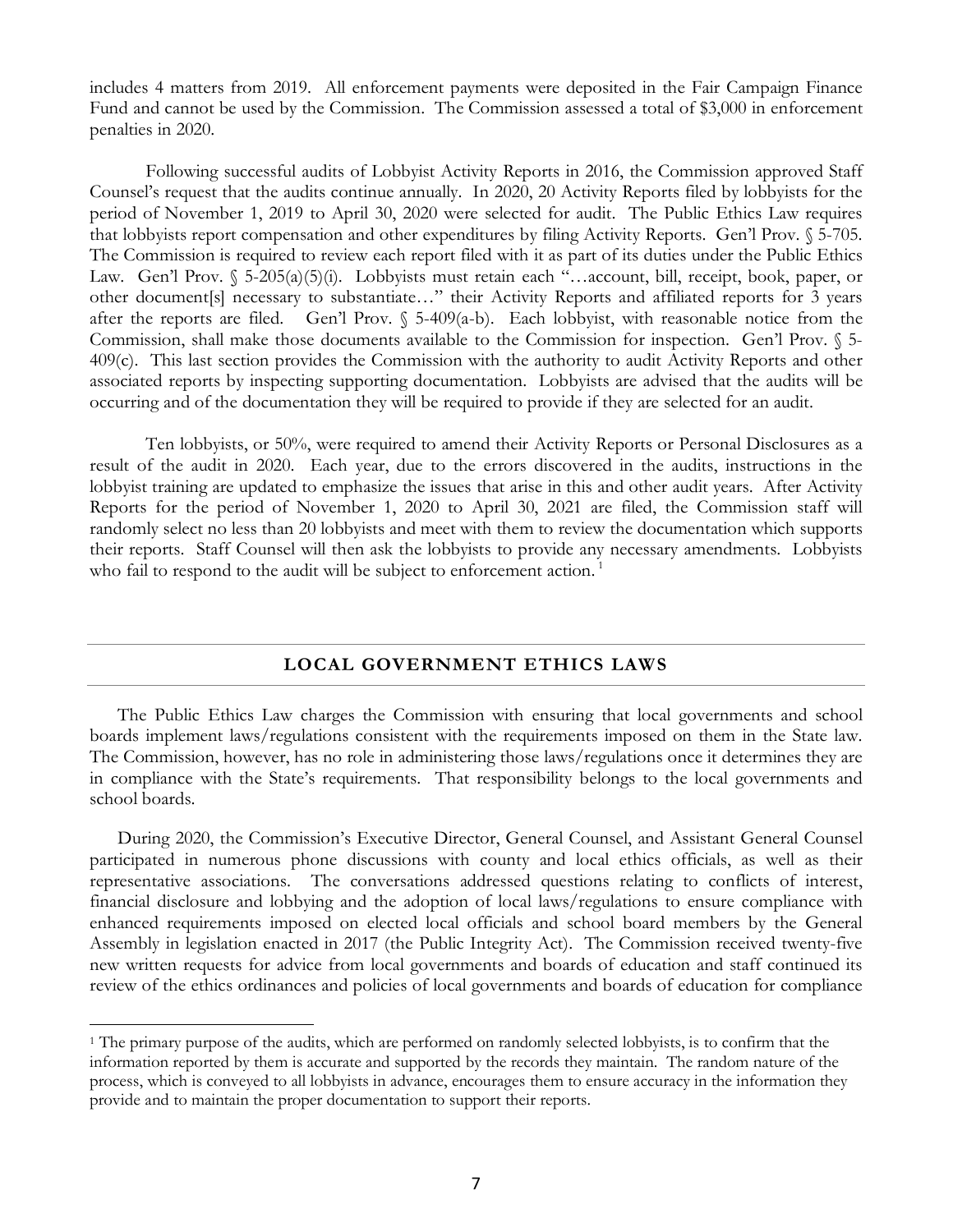includes 4 matters from 2019. All enforcement payments were deposited in the Fair Campaign Finance Fund and cannot be used by the Commission. The Commission assessed a total of $3,000 in enforcement penalties in 2020.

Following successful audits of Lobbyist Activity Reports in 2016, the Commission approved Staff Counsel's request that the audits continue annually. In 2020, 20 Activity Reports filed by lobbyists for the period of November 1, 2019 to April 30, 2020 were selected for audit. The Public Ethics Law requires that lobbyists report compensation and other expenditures by filing Activity Reports. Gen'l Prov. § 5-705. The Commission is required to review each report filed with it as part of its duties under the Public Ethics Law. Gen'l Prov. § 5-205(a)(5)(i). Lobbyists must retain each "…account, bill, receipt, book, paper, or other document[s] necessary to substantiate…" their Activity Reports and affiliated reports for 3 years after the reports are filed. Gen'l Prov. § 5-409(a-b). Each lobbyist, with reasonable notice from the Commission, shall make those documents available to the Commission for inspection. Gen'l Prov. § 5-409(c). This last section provides the Commission with the authority to audit Activity Reports and other associated reports by inspecting supporting documentation. Lobbyists are advised that the audits will be occurring and of the documentation they will be required to provide if they are selected for an audit.

Ten lobbyists, or 50%, were required to amend their Activity Reports or Personal Disclosures as a result of the audit in 2020. Each year, due to the errors discovered in the audits, instructions in the lobbyist training are updated to emphasize the issues that arise in this and other audit years. After Activity Reports for the period of November 1, 2020 to April 30, 2021 are filed, the Commission staff will randomly select no less than 20 lobbyists and meet with them to review the documentation which supports their reports. Staff Counsel will then ask the lobbyists to provide any necessary amendments. Lobbyists who fail to respond to the audit will be subject to enforcement action. [1]

## LOCAL GOVERNMENT ETHICS LAWS

The Public Ethics Law charges the Commission with ensuring that local governments and school boards implement laws/regulations consistent with the requirements imposed on them in the State law. The Commission, however, has no role in administering those laws/regulations once it determines they are in compliance with the State's requirements. That responsibility belongs to the local governments and school boards.

During 2020, the Commission's Executive Director, General Counsel, and Assistant General Counsel participated in numerous phone discussions with county and local ethics officials, as well as their representative associations. The conversations addressed questions relating to conflicts of interest, financial disclosure and lobbying and the adoption of local laws/regulations to ensure compliance with enhanced requirements imposed on elected local officials and school board members by the General Assembly in legislation enacted in 2017 (the Public Integrity Act). The Commission received twenty-five new written requests for advice from local governments and boards of education and staff continued its review of the ethics ordinances and policies of local governments and boards of education for compliance

[1] The primary purpose of the audits, which are performed on randomly selected lobbyists, is to confirm that the information reported by them is accurate and supported by the records they maintain. The random nature of the process, which is conveyed to all lobbyists in advance, encourages them to ensure accuracy in the information they provide and to maintain the proper documentation to support their reports.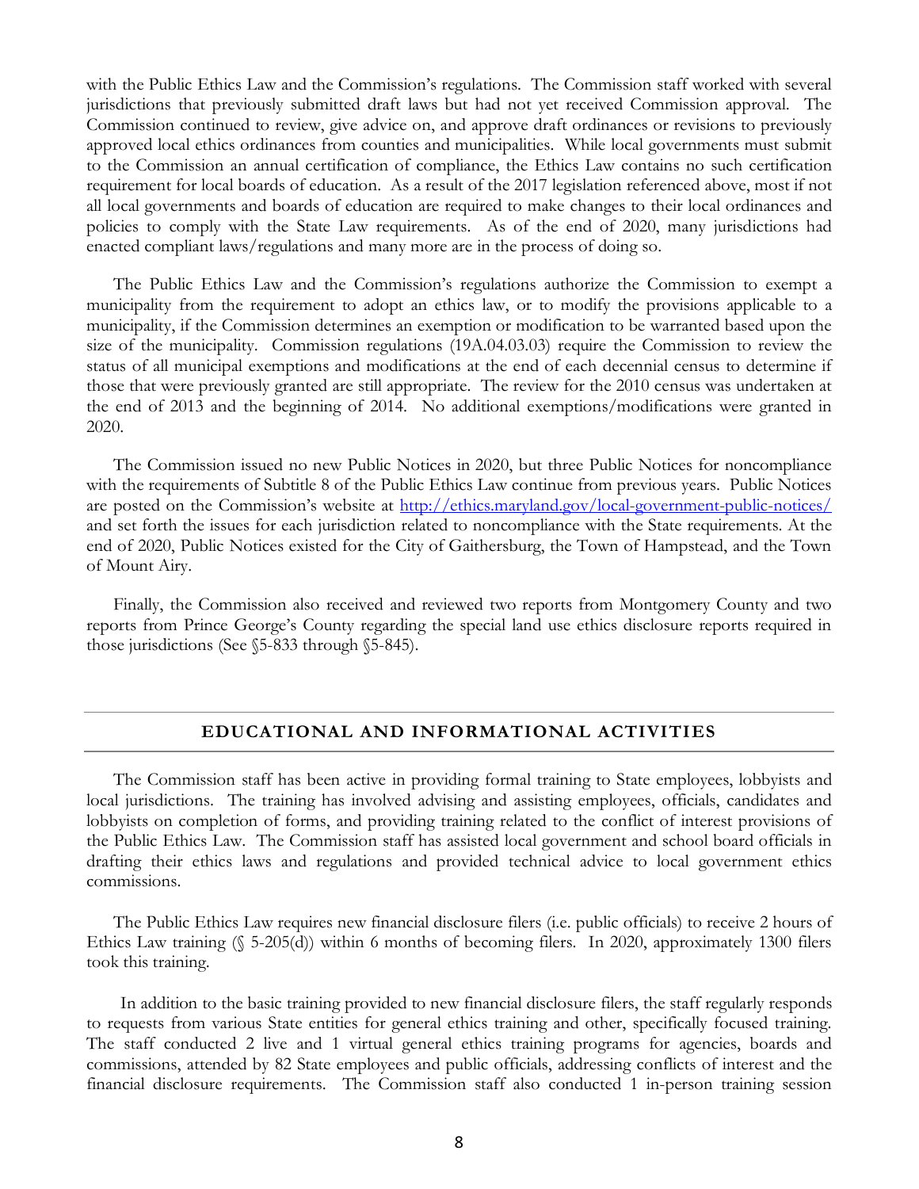with the Public Ethics Law and the Commission's regulations. The Commission staff worked with several jurisdictions that previously submitted draft laws but had not yet received Commission approval. The Commission continued to review, give advice on, and approve draft ordinances or revisions to previously approved local ethics ordinances from counties and municipalities. While local governments must submit to the Commission an annual certification of compliance, the Ethics Law contains no such certification requirement for local boards of education. As a result of the 2017 legislation referenced above, most if not all local governments and boards of education are required to make changes to their local ordinances and policies to comply with the State Law requirements. As of the end of 2020, many jurisdictions had enacted compliant laws/regulations and many more are in the process of doing so.

The Public Ethics Law and the Commission's regulations authorize the Commission to exempt a municipality from the requirement to adopt an ethics law, or to modify the provisions applicable to a municipality, if the Commission determines an exemption or modification to be warranted based upon the size of the municipality. Commission regulations (19A.04.03.03) require the Commission to review the status of all municipal exemptions and modifications at the end of each decennial census to determine if those that were previously granted are still appropriate. The review for the 2010 census was undertaken at the end of 2013 and the beginning of 2014. No additional exemptions/modifications were granted in 2020.

The Commission issued no new Public Notices in 2020, but three Public Notices for noncompliance with the requirements of Subtitle 8 of the Public Ethics Law continue from previous years. Public Notices are posted on the Commission's website at http://ethics.maryland.gov/local-government-public-notices/ and set forth the issues for each jurisdiction related to noncompliance with the State requirements. At the end of 2020, Public Notices existed for the City of Gaithersburg, the Town of Hampstead, and the Town of Mount Airy.

Finally, the Commission also received and reviewed two reports from Montgomery County and two reports from Prince George's County regarding the special land use ethics disclosure reports required in those jurisdictions (See §5-833 through §5-845).

## EDUCATIONAL AND INFORMATIONAL ACTIVITIES

The Commission staff has been active in providing formal training to State employees, lobbyists and local jurisdictions. The training has involved advising and assisting employees, officials, candidates and lobbyists on completion of forms, and providing training related to the conflict of interest provisions of the Public Ethics Law. The Commission staff has assisted local government and school board officials in drafting their ethics laws and regulations and provided technical advice to local government ethics commissions.

The Public Ethics Law requires new financial disclosure filers (i.e. public officials) to receive 2 hours of Ethics Law training (§ 5-205(d)) within 6 months of becoming filers. In 2020, approximately 1300 filers took this training.

In addition to the basic training provided to new financial disclosure filers, the staff regularly responds to requests from various State entities for general ethics training and other, specifically focused training. The staff conducted 2 live and 1 virtual general ethics training programs for agencies, boards and commissions, attended by 82 State employees and public officials, addressing conflicts of interest and the financial disclosure requirements. The Commission staff also conducted 1 in-person training session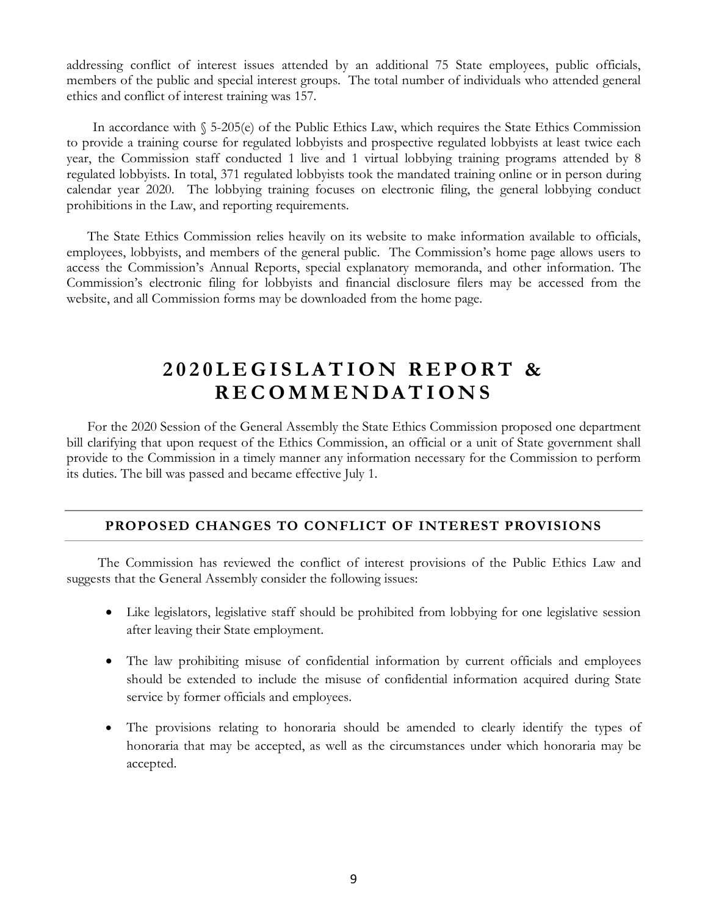addressing conflict of interest issues attended by an additional 75 State employees, public officials, members of the public and special interest groups. The total number of individuals who attended general ethics and conflict of interest training was 157.

In accordance with § 5-205(e) of the Public Ethics Law, which requires the State Ethics Commission to provide a training course for regulated lobbyists and prospective regulated lobbyists at least twice each year, the Commission staff conducted 1 live and 1 virtual lobbying training programs attended by 8 regulated lobbyists. In total, 371 regulated lobbyists took the mandated training online or in person during calendar year 2020. The lobbying training focuses on electronic filing, the general lobbying conduct prohibitions in the Law, and reporting requirements.

The State Ethics Commission relies heavily on its website to make information available to officials, employees, lobbyists, and members of the general public. The Commission's home page allows users to access the Commission's Annual Reports, special explanatory memoranda, and other information. The Commission's electronic filing for lobbyists and financial disclosure filers may be accessed from the website, and all Commission forms may be downloaded from the home page.

# 2020LEGISLATION REPORT & RECOMMENDATIONS

For the 2020 Session of the General Assembly the State Ethics Commission proposed one department bill clarifying that upon request of the Ethics Commission, an official or a unit of State government shall provide to the Commission in a timely manner any information necessary for the Commission to perform its duties. The bill was passed and became effective July 1.

## PROPOSED CHANGES TO CONFLICT OF INTEREST PROVISIONS

The Commission has reviewed the conflict of interest provisions of the Public Ethics Law and suggests that the General Assembly consider the following issues:

- Like legislators, legislative staff should be prohibited from lobbying for one legislative session after leaving their State employment.
- The law prohibiting misuse of confidential information by current officials and employees should be extended to include the misuse of confidential information acquired during State service by former officials and employees.
- The provisions relating to honoraria should be amended to clearly identify the types of honoraria that may be accepted, as well as the circumstances under which honoraria may be accepted.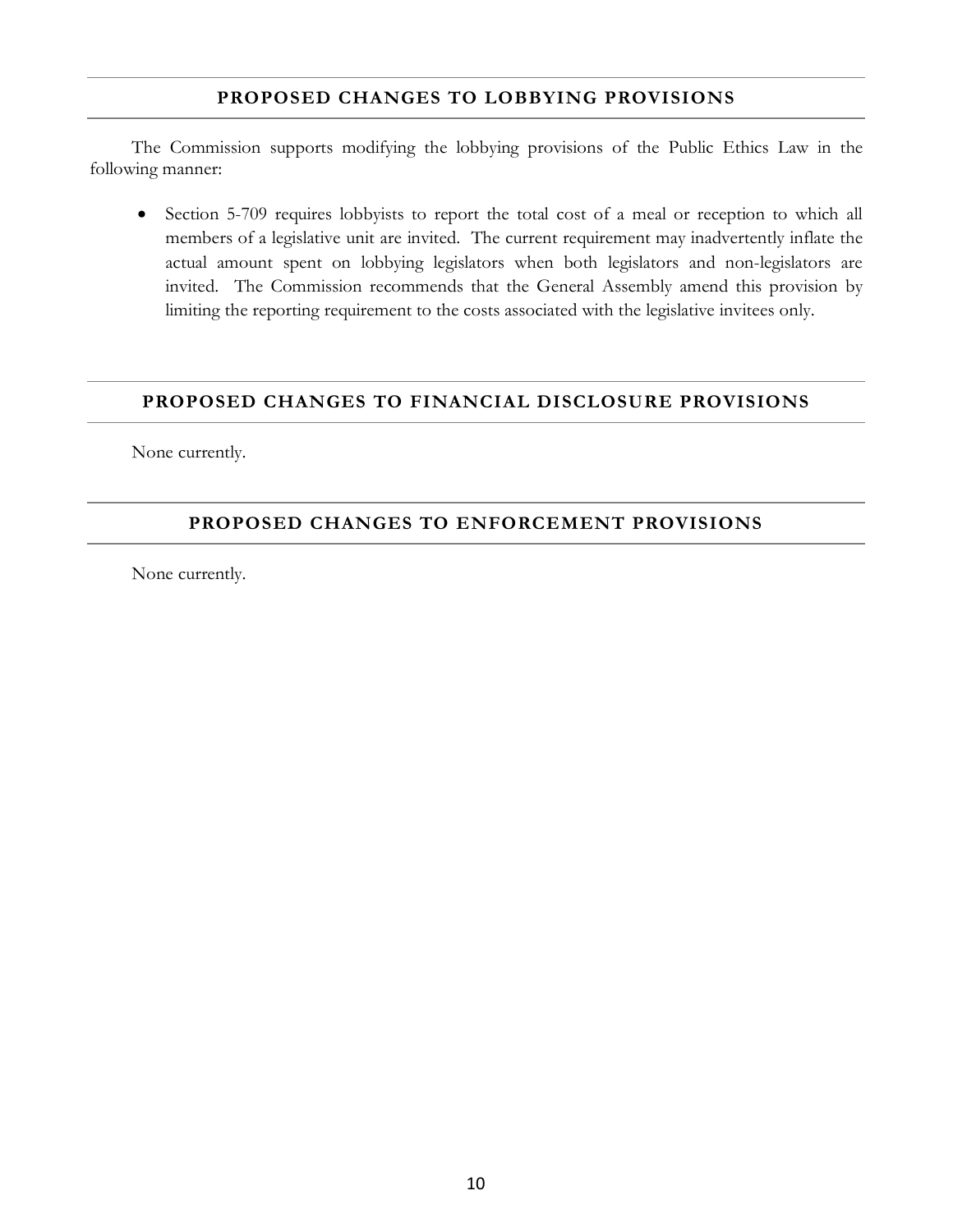## PROPOSED CHANGES TO LOBBYING PROVISIONS

The Commission supports modifying the lobbying provisions of the Public Ethics Law in the following manner:

- Section 5-709 requires lobbyists to report the total cost of a meal or reception to which all members of a legislative unit are invited. The current requirement may inadvertently inflate the actual amount spent on lobbying legislators when both legislators and non-legislators are invited. The Commission recommends that the General Assembly amend this provision by limiting the reporting requirement to the costs associated with the legislative invitees only.

## PROPOSED CHANGES TO FINANCIAL DISCLOSURE PROVISIONS

None currently.

## PROPOSED CHANGES TO ENFORCEMENT PROVISIONS

None currently.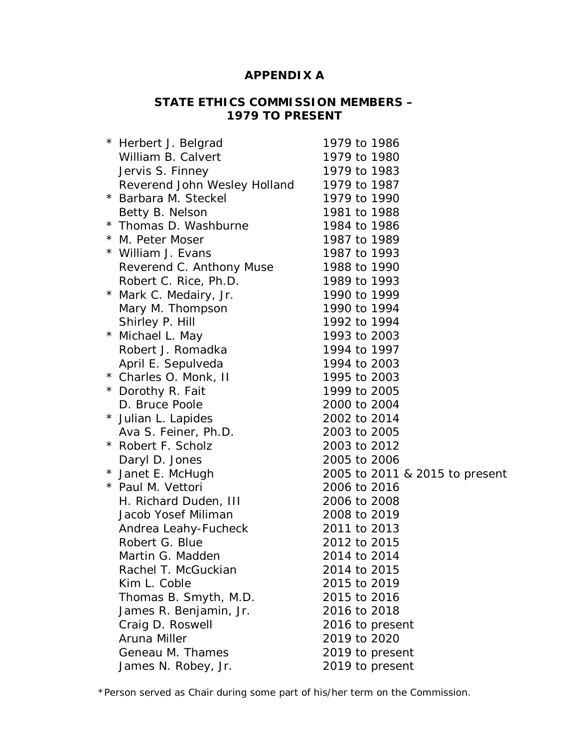# APPENDIX A

## STATE ETHICS COMMISSION MEMBERS – 1979 TO PRESENT

| | | |
|---|---|---|
| * | Herbert J. Belgrad | 1979 to 1986 |
| | William B. Calvert | 1979 to 1980 |
| | Jervis S. Finney | 1979 to 1983 |
| | Reverend John Wesley Holland | 1979 to 1987 |
| * | Barbara M. Steckel | 1979 to 1990 |
| | Betty B. Nelson | 1981 to 1988 |
| * | Thomas D. Washburne | 1984 to 1986 |
| * | M. Peter Moser | 1987 to 1989 |
| * | William J. Evans | 1987 to 1993 |
| | Reverend C. Anthony Muse | 1988 to 1990 |
| | Robert C. Rice, Ph.D. | 1989 to 1993 |
| * | Mark C. Medairy, Jr. | 1990 to 1999 |
| | Mary M. Thompson | 1990 to 1994 |
| | Shirley P. Hill | 1992 to 1994 |
| * | Michael L. May | 1993 to 2003 |
| | Robert J. Romadka | 1994 to 1997 |
| | April E. Sepulveda | 1994 to 2003 |
| * | Charles O. Monk, II | 1995 to 2003 |
| * | Dorothy R. Fait | 1999 to 2005 |
| | D. Bruce Poole | 2000 to 2004 |
| * | Julian L. Lapides | 2002 to 2014 |
| | Ava S. Feiner, Ph.D. | 2003 to 2005 |
| * | Robert F. Scholz | 2003 to 2012 |
| | Daryl D. Jones | 2005 to 2006 |
| * | Janet E. McHugh | 2005 to 2011 & 2015 to present |
| * | Paul M. Vettori | 2006 to 2016 |
| | H. Richard Duden, III | 2006 to 2008 |
| | Jacob Yosef Miliman | 2008 to 2019 |
| | Andrea Leahy-Fucheck | 2011 to 2013 |
| | Robert G. Blue | 2012 to 2015 |
| | Martin G. Madden | 2014 to 2014 |
| | Rachel T. McGuckian | 2014 to 2015 |
| | Kim L. Coble | 2015 to 2019 |
| | Thomas B. Smyth, M.D. | 2015 to 2016 |
| | James R. Benjamin, Jr. | 2016 to 2018 |
| | Craig D. Roswell | 2016 to present |
| | Aruna Miller | 2019 to 2020 |
| | Geneau M. Thames | 2019 to present |
| | James N. Robey, Jr. | 2019 to present |

*Person served as Chair during some part of his/her term on the Commission.